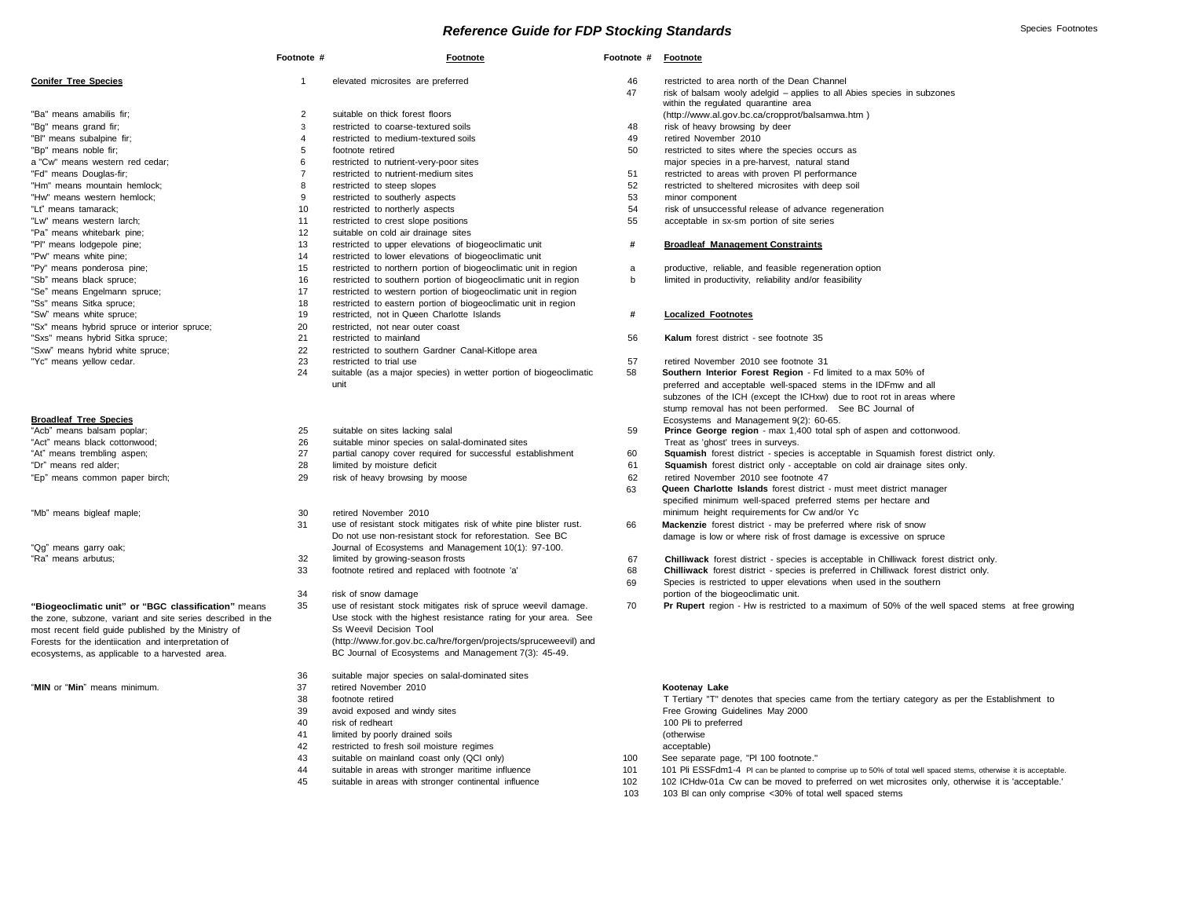# *Reference Guide for FDP Stocking Standards*

Species Footnotes

## Conifer Tree Species

"Ba" means amabilis fir;
"Bg" means grand fir;
"Bl" means subalpine fir;
"Bp" means noble fir;
a "Cw" means western red cedar;
"Fd" means Douglas-fir;
"Hm" means mountain hemlock;
"Hw" means western hemlock;
"Lt" means tamarack;
"Lw" means western larch;
"Pa" means whitebark pine;
"Pl" means lodgepole pine;
"Pw" means white pine;
"Py" means ponderosa pine;
"Sb" means black spruce;
"Se" means Engelmann spruce;
"Ss" means Sitka spruce;
"Sw" means white spruce;
"Sx" means hybrid spruce or interior spruce;
"Sxs" means hybrid Sitka spruce;
"Sxw" means hybrid white spruce;
"Yc" means yellow cedar.

## Broadleaf Tree Species

"Acb" means balsam poplar;
"Act" means black cottonwood;
"At" means trembling aspen;
"Dr" means red alder;
"Ep" means common paper birch;
"Mb" means bigleaf maple;
"Qg" means garry oak;
"Ra" means arbutus;

**"Biogeoclimatic unit" or "BGC classification"** means the zone, subzone, variant and site series described in the most recent field guide published by the Ministry of Forests for the identiication and interpretation of ecosystems, as applicable to a harvested area.

"**MIN** or "**Min**" means minimum.

| Footnote # | Footnote |
|---|---|
| 1 | elevated microsites are preferred |
| 2 | suitable on thick forest floors |
| 3 | restricted to coarse-textured soils |
| 4 | restricted to medium-textured soils |
| 5 | footnote retired |
| 6 | restricted to nutrient-very-poor sites |
| 7 | restricted to nutrient-medium sites |
| 8 | restricted to steep slopes |
| 9 | restricted to southerly aspects |
| 10 | restricted to northerly aspects |
| 11 | restricted to crest slope positions |
| 12 | suitable on cold air drainage sites |
| 13 | restricted to upper elevations of biogeoclimatic unit |
| 14 | restricted to lower elevations of biogeoclimatic unit |
| 15 | restricted to northern portion of biogeoclimatic unit in region |
| 16 | restricted to southern portion of biogeoclimatic unit in region |
| 17 | restricted to western portion of biogeoclimatic unit in region |
| 18 | restricted to eastern portion of biogeoclimatic unit in region |
| 19 | restricted, not in Queen Charlotte Islands |
| 20 | restricted, not near outer coast |
| 21 | restricted to mainland |
| 22 | restricted to southern Gardner Canal-Kitlope area |
| 23 | restricted to trial use |
| 24 | suitable (as a major species) in wetter portion of biogeoclimatic unit |
| 25 | suitable on sites lacking salal |
| 26 | suitable minor species on salal-dominated sites |
| 27 | partial canopy cover required for successful establishment |
| 28 | limited by moisture deficit |
| 29 | risk of heavy browsing by moose |
| 30 | retired November 2010 |
| 31 | use of resistant stock mitigates risk of white pine blister rust. Do not use non-resistant stock for reforestation. See BC Journal of Ecosystems and Management 10(1): 97-100. |
| 32 | limited by growing-season frosts |
| 33 | footnote retired and replaced with footnote 'a' |
| 34 | risk of snow damage |
| 35 | use of resistant stock mitigates risk of spruce weevil damage. Use stock with the highest resistance rating for your area. See Ss Weevil Decision Tool (http://www.for.gov.bc.ca/hre/forgen/projects/spruceweevil) and BC Journal of Ecosystems and Management 7(3): 45-49. |
| 36 | suitable major species on salal-dominated sites |
| 37 | retired November 2010 |
| 38 | footnote retired |
| 39 | avoid exposed and windy sites |
| 40 | risk of redheart |
| 41 | limited by poorly drained soils |
| 42 | restricted to fresh soil moisture regimes |
| 43 | suitable on mainland coast only (QCI only) |
| 44 | suitable in areas with stronger maritime influence |
| 45 | suitable in areas with stronger continental influence |
| 46 | restricted to area north of the Dean Channel |
| 47 | risk of balsam wooly adelgid – applies to all Abies species in subzones within the regulated quarantine area (http://www.al.gov.bc.ca/cropprot/balsamwa.htm ) |
| 48 | risk of heavy browsing by deer |
| 49 | retired November 2010 |
| 50 | restricted to sites where the species occurs as major species in a pre-harvest, natural stand |
| 51 | restricted to areas with proven Pl performance |
| 52 | restricted to sheltered microsites with deep soil |
| 53 | minor component |
| 54 | risk of unsuccessful release of advance regeneration |
| 55 | acceptable in sx-sm portion of site series |

| # | **Broadleaf Management Constraints** |
|---|---|
| a | productive, reliable, and feasible regeneration option |
| b | limited in productivity, reliability and/or feasibility |

| # | **Localized Footnotes** |
|---|---|
| 56 | **Kalum** forest district - see footnote 35 |
| 57 | retired November 2010 see footnote 31 |
| 58 | **Southern Interior Forest Region** - Fd limited to a max 50% of preferred and acceptable well-spaced stems in the IDFmw and all subzones of the ICH (except the ICHxw) due to root rot in areas where stump removal has not been performed. See BC Journal of Ecosystems and Management 9(2): 60-65. |
| 59 | **Prince George region** - max 1,400 total sph of aspen and cottonwood. Treat as 'ghost' trees in surveys. |
| 60 | **Squamish** forest district - species is acceptable in Squamish forest district only. |
| 61 | **Squamish** forest district only - acceptable on cold air drainage sites only. |
| 62 | retired November 2010 see footnote 47 |
| 63 | **Queen Charlotte Islands** forest district - must meet district manager specified minimum well-spaced preferred stems per hectare and minimum height requirements for Cw and/or Yc |
| 66 | **Mackenzie** forest district - may be preferred where risk of snow damage is low or where risk of frost damage is excessive on spruce |
| 67 | **Chilliwack** forest district - species is acceptable in Chilliwack forest district only. |
| 68 | **Chilliwack** forest district - species is preferred in Chilliwack forest district only. |
| 69 | Species is restricted to upper elevations when used in the southern portion of the biogeoclimatic unit. |
| 70 | **Pr Rupert** region - Hw is restricted to a maximum of 50% of the well spaced stems at free growing |

**Kootenay Lake**

T Tertiary "T" denotes that species came from the tertiary category as per the Establishment to Free Growing Guidelines May 2000
100 Pli to preferred (otherwise acceptable)

| # | Footnote |
|---|---|
| 100 | See separate page, "Pl 100 footnote." |
| 101 | 101 Pli ESSFdm1-4 Pl can be planted to comprise up to 50% of total well spaced stems, otherwise it is acceptable. |
| 102 | 102 ICHdw-01a Cw can be moved to preferred on wet microsites only, otherwise it is 'acceptable.' |
| 103 | 103 Bl can only comprise <30% of total well spaced stems |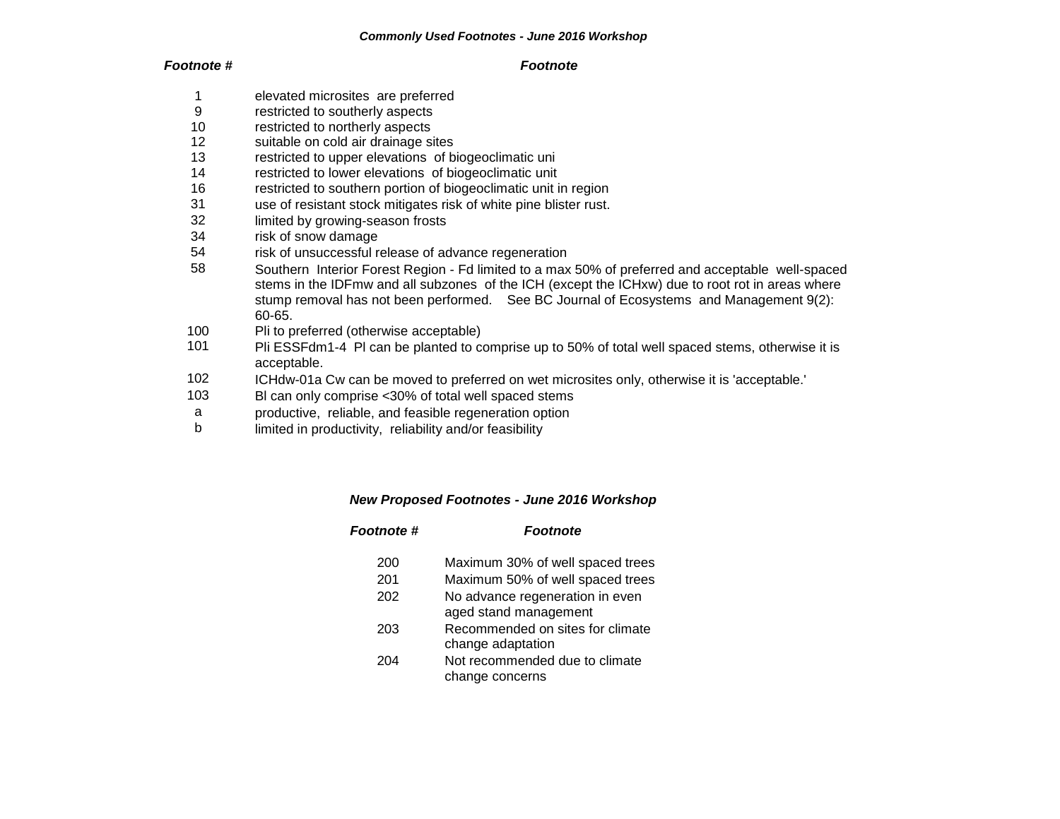### *Commonly Used Footnotes - June 2016 Workshop*

| *Footnote #* | *Footnote* |
|---|---|
| 1 | elevated microsites are preferred |
| 9 | restricted to southerly aspects |
| 10 | restricted to northerly aspects |
| 12 | suitable on cold air drainage sites |
| 13 | restricted to upper elevations of biogeoclimatic uni |
| 14 | restricted to lower elevations of biogeoclimatic unit |
| 16 | restricted to southern portion of biogeoclimatic unit in region |
| 31 | use of resistant stock mitigates risk of white pine blister rust. |
| 32 | limited by growing-season frosts |
| 34 | risk of snow damage |
| 54 | risk of unsuccessful release of advance regeneration |
| 58 | Southern Interior Forest Region - Fd limited to a max 50% of preferred and acceptable well-spaced stems in the IDFmw and all subzones of the ICH (except the ICHxw) due to root rot in areas where stump removal has not been performed. See BC Journal of Ecosystems and Management 9(2): 60-65. |
| 100 | Pli to preferred (otherwise acceptable) |
| 101 | Pli ESSFdm1-4 Pl can be planted to comprise up to 50% of total well spaced stems, otherwise it is acceptable. |
| 102 | ICHdw-01a Cw can be moved to preferred on wet microsites only, otherwise it is 'acceptable.' |
| 103 | Bl can only comprise <30% of total well spaced stems |
| a | productive, reliable, and feasible regeneration option |
| b | limited in productivity, reliability and/or feasibility |

### *New Proposed Footnotes - June 2016 Workshop*

| *Footnote #* | *Footnote* |
|---|---|
| 200 | Maximum 30% of well spaced trees |
| 201 | Maximum 50% of well spaced trees |
| 202 | No advance regeneration in even aged stand management |
| 203 | Recommended on sites for climate change adaptation |
| 204 | Not recommended due to climate change concerns |